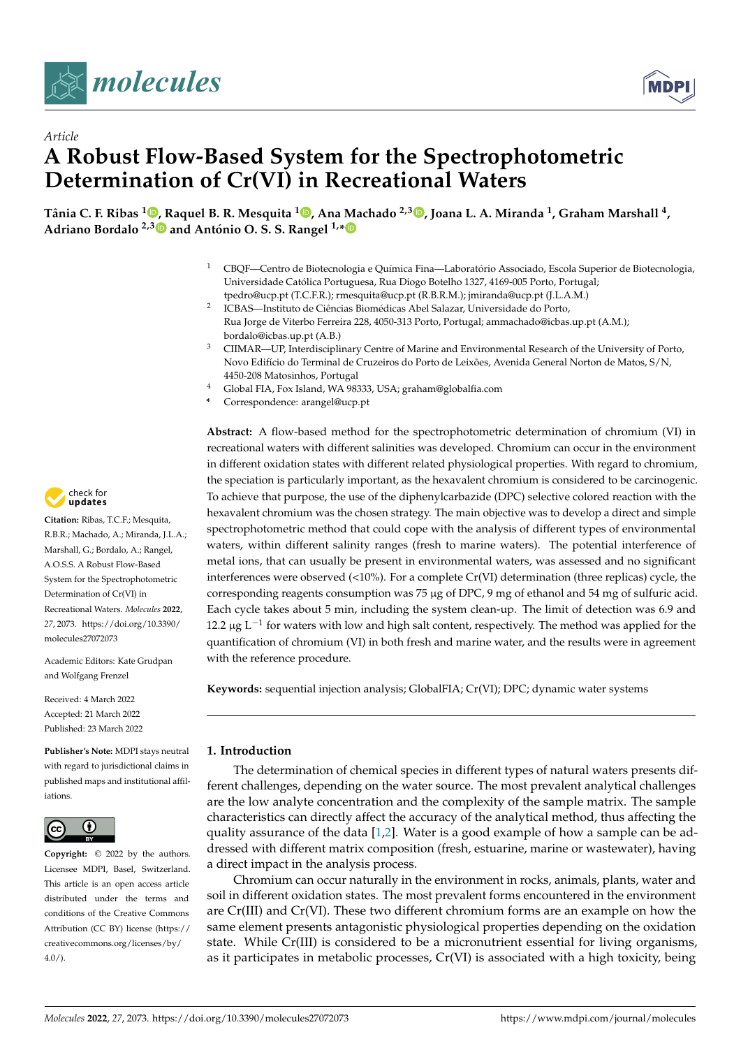*Article*

# A Robust Flow-Based System for the Spectrophotometric Determination of Cr(VI) in Recreational Waters

**Tânia C. F. Ribas [1], Raquel B. R. Mesquita [1], Ana Machado [2,3], Joana L. A. Miranda [1], Graham Marshall [4], Adriano Bordalo [2,3] and António O. S. S. Rangel [1,*]**

[1] CBQF—Centro de Biotecnologia e Química Fina—Laboratório Associado, Escola Superior de Biotecnologia, Universidade Católica Portuguesa, Rua Diogo Botelho 1327, 4169-005 Porto, Portugal; tpedro@ucp.pt (T.C.F.R.); rmesquita@ucp.pt (R.B.R.M.); jmiranda@ucp.pt (J.L.A.M.)

[2] ICBAS—Instituto de Ciências Biomédicas Abel Salazar, Universidade do Porto, Rua Jorge de Viterbo Ferreira 228, 4050-313 Porto, Portugal; ammachado@icbas.up.pt (A.M.); bordalo@icbas.up.pt (A.B.)

[3] CIIMAR—UP, Interdisciplinary Centre of Marine and Environmental Research of the University of Porto, Novo Edifício do Terminal de Cruzeiros do Porto de Leixões, Avenida General Norton de Matos, S/N, 4450-208 Matosinhos, Portugal

[4] Global FIA, Fox Island, WA 98333, USA; graham@globalfia.com

\* Correspondence: arangel@ucp.pt

**Abstract:** A flow-based method for the spectrophotometric determination of chromium (VI) in recreational waters with different salinities was developed. Chromium can occur in the environment in different oxidation states with different related physiological properties. With regard to chromium, the speciation is particularly important, as the hexavalent chromium is considered to be carcinogenic. To achieve that purpose, the use of the diphenylcarbazide (DPC) selective colored reaction with the hexavalent chromium was the chosen strategy. The main objective was to develop a direct and simple spectrophotometric method that could cope with the analysis of different types of environmental waters, within different salinity ranges (fresh to marine waters). The potential interference of metal ions, that can usually be present in environmental waters, was assessed and no significant interferences were observed (<10%). For a complete Cr(VI) determination (three replicas) cycle, the corresponding reagents consumption was 75 μg of DPC, 9 mg of ethanol and 54 mg of sulfuric acid. Each cycle takes about 5 min, including the system clean-up. The limit of detection was 6.9 and 12.2 μg $L^{-1}$ for waters with low and high salt content, respectively. The method was applied for the quantification of chromium (VI) in both fresh and marine water, and the results were in agreement with the reference procedure.

**Keywords:** sequential injection analysis; GlobalFIA; Cr(VI); DPC; dynamic water systems

**Citation:** Ribas, T.C.F.; Mesquita, R.B.R.; Machado, A.; Miranda, J.L.A.; Marshall, G.; Bordalo, A.; Rangel, A.O.S.S. A Robust Flow-Based System for the Spectrophotometric Determination of Cr(VI) in Recreational Waters. *Molecules* **2022**, *27*, 2073. https://doi.org/10.3390/molecules27072073

Academic Editors: Kate Grudpan and Wolfgang Frenzel

Received: 4 March 2022
Accepted: 21 March 2022
Published: 23 March 2022

**Publisher's Note:** MDPI stays neutral with regard to jurisdictional claims in published maps and institutional affiliations.

**Copyright:** © 2022 by the authors. Licensee MDPI, Basel, Switzerland. This article is an open access article distributed under the terms and conditions of the Creative Commons Attribution (CC BY) license (https://creativecommons.org/licenses/by/4.0/).

## 1. Introduction

The determination of chemical species in different types of natural waters presents different challenges, depending on the water source. The most prevalent analytical challenges are the low analyte concentration and the complexity of the sample matrix. The sample characteristics can directly affect the accuracy of the analytical method, thus affecting the quality assurance of the data [1,2]. Water is a good example of how a sample can be addressed with different matrix composition (fresh, estuarine, marine or wastewater), having a direct impact in the analysis process.

Chromium can occur naturally in the environment in rocks, animals, plants, water and soil in different oxidation states. The most prevalent forms encountered in the environment are Cr(III) and Cr(VI). These two different chromium forms are an example on how the same element presents antagonistic physiological properties depending on the oxidation state. While Cr(III) is considered to be a micronutrient essential for living organisms, as it participates in metabolic processes, Cr(VI) is associated with a high toxicity, being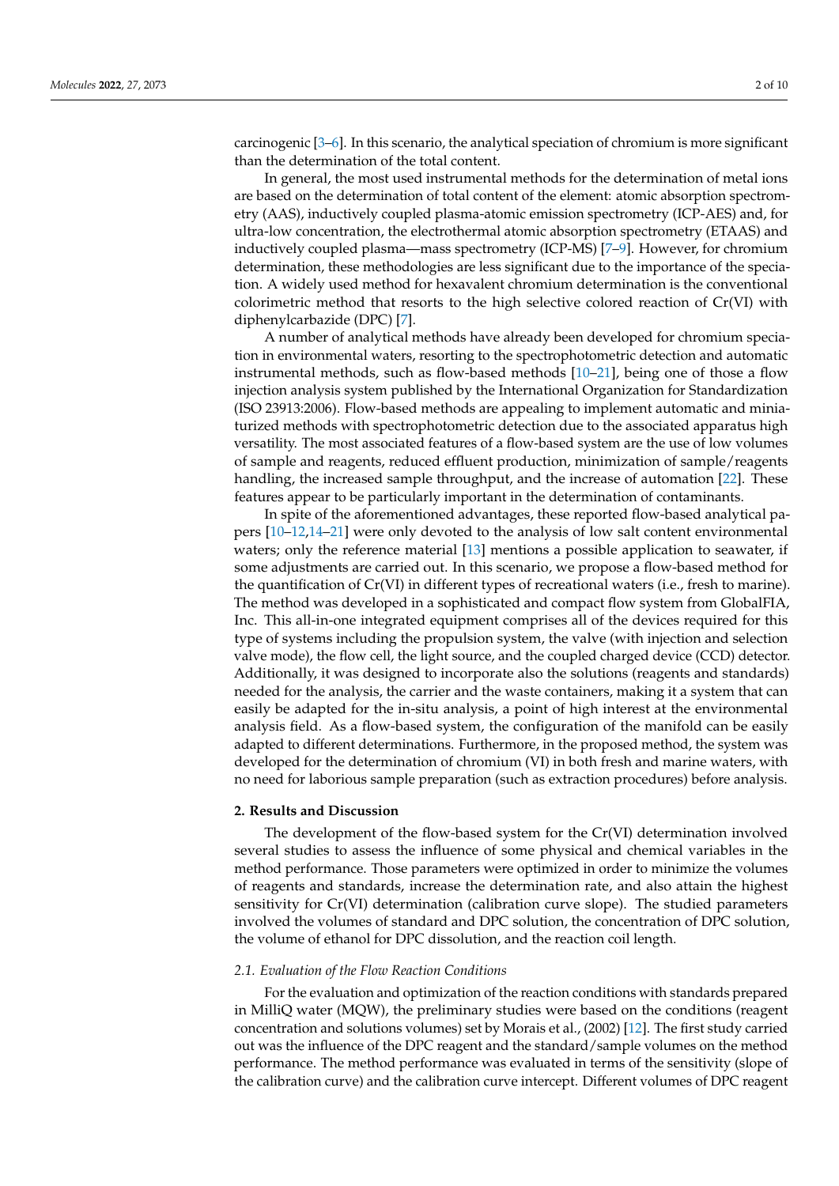carcinogenic [3–6]. In this scenario, the analytical speciation of chromium is more significant than the determination of the total content.

In general, the most used instrumental methods for the determination of metal ions are based on the determination of total content of the element: atomic absorption spectrometry (AAS), inductively coupled plasma-atomic emission spectrometry (ICP-AES) and, for ultra-low concentration, the electrothermal atomic absorption spectrometry (ETAAS) and inductively coupled plasma—mass spectrometry (ICP-MS) [7–9]. However, for chromium determination, these methodologies are less significant due to the importance of the speciation. A widely used method for hexavalent chromium determination is the conventional colorimetric method that resorts to the high selective colored reaction of Cr(VI) with diphenylcarbazide (DPC) [7].

A number of analytical methods have already been developed for chromium speciation in environmental waters, resorting to the spectrophotometric detection and automatic instrumental methods, such as flow-based methods [10–21], being one of those a flow injection analysis system published by the International Organization for Standardization (ISO 23913:2006). Flow-based methods are appealing to implement automatic and miniaturized methods with spectrophotometric detection due to the associated apparatus high versatility. The most associated features of a flow-based system are the use of low volumes of sample and reagents, reduced effluent production, minimization of sample/reagents handling, the increased sample throughput, and the increase of automation [22]. These features appear to be particularly important in the determination of contaminants.

In spite of the aforementioned advantages, these reported flow-based analytical papers [10–12,14–21] were only devoted to the analysis of low salt content environmental waters; only the reference material [13] mentions a possible application to seawater, if some adjustments are carried out. In this scenario, we propose a flow-based method for the quantification of Cr(VI) in different types of recreational waters (i.e., fresh to marine). The method was developed in a sophisticated and compact flow system from GlobalFIA, Inc. This all-in-one integrated equipment comprises all of the devices required for this type of systems including the propulsion system, the valve (with injection and selection valve mode), the flow cell, the light source, and the coupled charged device (CCD) detector. Additionally, it was designed to incorporate also the solutions (reagents and standards) needed for the analysis, the carrier and the waste containers, making it a system that can easily be adapted for the in-situ analysis, a point of high interest at the environmental analysis field. As a flow-based system, the configuration of the manifold can be easily adapted to different determinations. Furthermore, in the proposed method, the system was developed for the determination of chromium (VI) in both fresh and marine waters, with no need for laborious sample preparation (such as extraction procedures) before analysis.

## 2. Results and Discussion

The development of the flow-based system for the Cr(VI) determination involved several studies to assess the influence of some physical and chemical variables in the method performance. Those parameters were optimized in order to minimize the volumes of reagents and standards, increase the determination rate, and also attain the highest sensitivity for Cr(VI) determination (calibration curve slope). The studied parameters involved the volumes of standard and DPC solution, the concentration of DPC solution, the volume of ethanol for DPC dissolution, and the reaction coil length.

### 2.1. Evaluation of the Flow Reaction Conditions

For the evaluation and optimization of the reaction conditions with standards prepared in MilliQ water (MQW), the preliminary studies were based on the conditions (reagent concentration and solutions volumes) set by Morais et al., (2002) [12]. The first study carried out was the influence of the DPC reagent and the standard/sample volumes on the method performance. The method performance was evaluated in terms of the sensitivity (slope of the calibration curve) and the calibration curve intercept. Different volumes of DPC reagent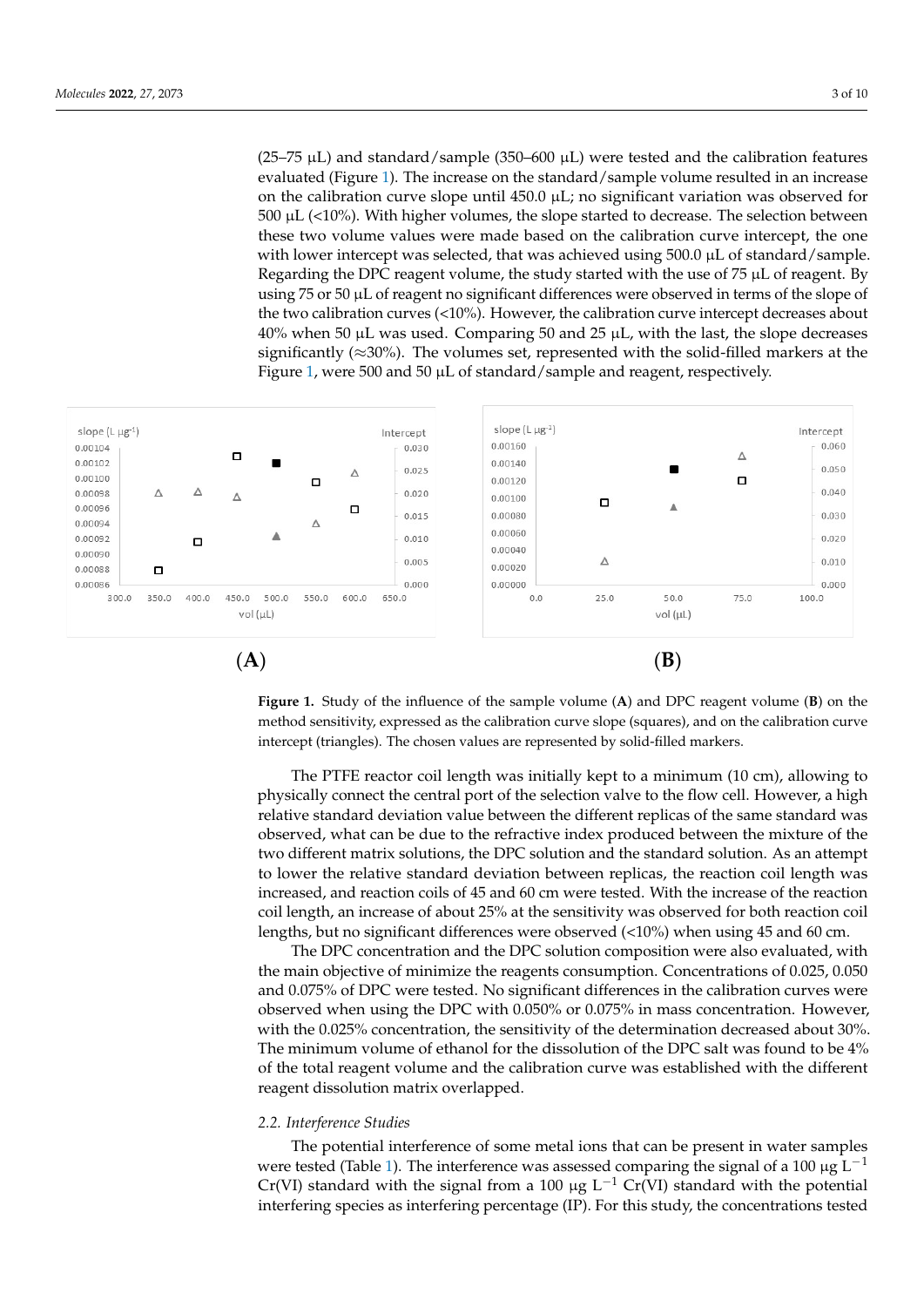(25–75 μL) and standard/sample (350–600 μL) were tested and the calibration features evaluated (Figure 1). The increase on the standard/sample volume resulted in an increase on the calibration curve slope until 450.0 μL; no significant variation was observed for 500 μL (<10%). With higher volumes, the slope started to decrease. The selection between these two volume values were made based on the calibration curve intercept, the one with lower intercept was selected, that was achieved using 500.0 μL of standard/sample. Regarding the DPC reagent volume, the study started with the use of 75 μL of reagent. By using 75 or 50 μL of reagent no significant differences were observed in terms of the slope of the two calibration curves (<10%). However, the calibration curve intercept decreases about 40% when 50 μL was used. Comparing 50 and 25 μL, with the last, the slope decreases significantly (≈30%). The volumes set, represented with the solid-filled markers at the Figure 1, were 500 and 50 μL of standard/sample and reagent, respectively.

**Figure 1.** Study of the influence of the sample volume (**A**) and DPC reagent volume (**B**) on the method sensitivity, expressed as the calibration curve slope (squares), and on the calibration curve intercept (triangles). The chosen values are represented by solid-filled markers.

The PTFE reactor coil length was initially kept to a minimum (10 cm), allowing to physically connect the central port of the selection valve to the flow cell. However, a high relative standard deviation value between the different replicas of the same standard was observed, what can be due to the refractive index produced between the mixture of the two different matrix solutions, the DPC solution and the standard solution. As an attempt to lower the relative standard deviation between replicas, the reaction coil length was increased, and reaction coils of 45 and 60 cm were tested. With the increase of the reaction coil length, an increase of about 25% at the sensitivity was observed for both reaction coil lengths, but no significant differences were observed (<10%) when using 45 and 60 cm.

The DPC concentration and the DPC solution composition were also evaluated, with the main objective of minimize the reagents consumption. Concentrations of 0.025, 0.050 and 0.075% of DPC were tested. No significant differences in the calibration curves were observed when using the DPC with 0.050% or 0.075% in mass concentration. However, with the 0.025% concentration, the sensitivity of the determination decreased about 30%. The minimum volume of ethanol for the dissolution of the DPC salt was found to be 4% of the total reagent volume and the calibration curve was established with the different reagent dissolution matrix overlapped.

### 2.2. Interference Studies

The potential interference of some metal ions that can be present in water samples were tested (Table 1). The interference was assessed comparing the signal of a 100 μg $L^{-1}$ Cr(VI) standard with the signal from a 100 μg $L^{-1}$ Cr(VI) standard with the potential interfering species as interfering percentage (IP). For this study, the concentrations tested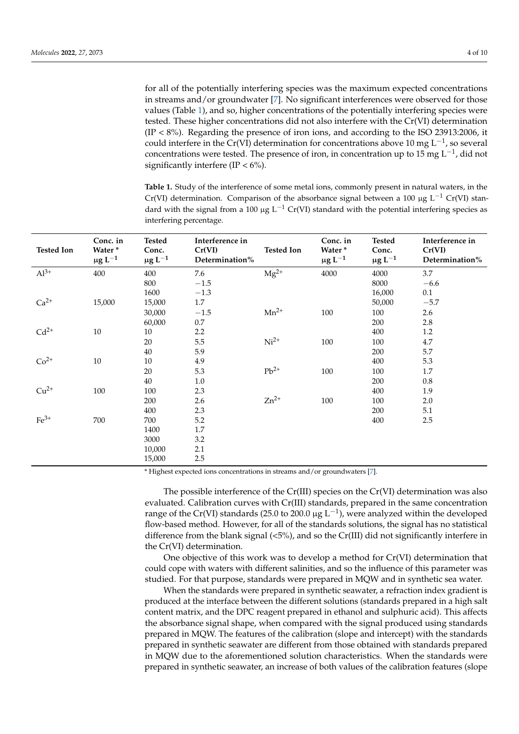for all of the potentially interfering species was the maximum expected concentrations in streams and/or groundwater [7]. No significant interferences were observed for those values (Table 1), and so, higher concentrations of the potentially interfering species were tested. These higher concentrations did not also interfere with the Cr(VI) determination (IP < 8%). Regarding the presence of iron ions, and according to the ISO 23913:2006, it could interfere in the Cr(VI) determination for concentrations above 10 mg $L^{-1}$, so several concentrations were tested. The presence of iron, in concentration up to 15 mg $L^{-1}$, did not significantly interfere (IP < 6%).

**Table 1.** Study of the interference of some metal ions, commonly present in natural waters, in the Cr(VI) determination. Comparison of the absorbance signal between a 100 µg $L^{-1}$ Cr(VI) standard with the signal from a 100 µg $L^{-1}$ Cr(VI) standard with the potential interfering species as interfering percentage.

| Tested Ion | Conc. in Water * µg $L^{-1}$ | Tested Conc. µg $L^{-1}$ | Interference in Cr(VI) Determination% | Tested Ion | Conc. in Water * µg $L^{-1}$ | Tested Conc. µg $L^{-1}$ | Interference in Cr(VI) Determination% |
|---|---|---|---|---|---|---|---|
| $Al^{3+}$ | 400 | 400 | 7.6 | $Mg^{2+}$ | 4000 | 4000 | 3.7 |
| | | 800 | −1.5 | | | 8000 | −6.6 |
| | | 1600 | −1.3 | | | 16,000 | 0.1 |
| $Ca^{2+}$ | 15,000 | 15,000 | 1.7 | | | 50,000 | −5.7 |
| | | 30,000 | −1.5 | $Mn^{2+}$ | 100 | 100 | 2.6 |
| | | 60,000 | 0.7 | | | 200 | 2.8 |
| $Cd^{2+}$ | 10 | 10 | 2.2 | | | 400 | 1.2 |
| | | 20 | 5.5 | $Ni^{2+}$ | 100 | 100 | 4.7 |
| | | 40 | 5.9 | | | 200 | 5.7 |
| $Co^{2+}$ | 10 | 10 | 4.9 | | | 400 | 5.3 |
| | | 20 | 5.3 | $Pb^{2+}$ | 100 | 100 | 1.7 |
| | | 40 | 1.0 | | | 200 | 0.8 |
| $Cu^{2+}$ | 100 | 100 | 2.3 | | | 400 | 1.9 |
| | | 200 | 2.6 | $Zn^{2+}$ | 100 | 100 | 2.0 |
| | | 400 | 2.3 | | | 200 | 5.1 |
| $Fe^{3+}$ | 700 | 700 | 5.2 | | | 400 | 2.5 |
| | | 1400 | 1.7 | | | | |
| | | 3000 | 3.2 | | | | |
| | | 10,000 | 2.1 | | | | |
| | | 15,000 | 2.5 | | | | |

* Highest expected ions concentrations in streams and/or groundwaters [7].

The possible interference of the Cr(III) species on the Cr(VI) determination was also evaluated. Calibration curves with Cr(III) standards, prepared in the same concentration range of the Cr(VI) standards (25.0 to 200.0 µg $L^{-1}$), were analyzed within the developed flow-based method. However, for all of the standards solutions, the signal has no statistical difference from the blank signal (<5%), and so the Cr(III) did not significantly interfere in the Cr(VI) determination.

One objective of this work was to develop a method for Cr(VI) determination that could cope with waters with different salinities, and so the influence of this parameter was studied. For that purpose, standards were prepared in MQW and in synthetic sea water.

When the standards were prepared in synthetic seawater, a refraction index gradient is produced at the interface between the different solutions (standards prepared in a high salt content matrix, and the DPC reagent prepared in ethanol and sulphuric acid). This affects the absorbance signal shape, when compared with the signal produced using standards prepared in MQW. The features of the calibration (slope and intercept) with the standards prepared in synthetic seawater are different from those obtained with standards prepared in MQW due to the aforementioned solution characteristics. When the standards were prepared in synthetic seawater, an increase of both values of the calibration features (slope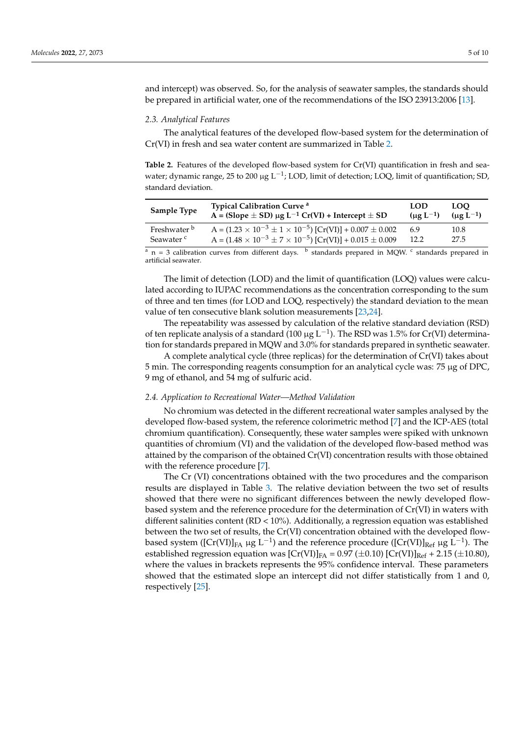and intercept) was observed. So, for the analysis of seawater samples, the standards should be prepared in artificial water, one of the recommendations of the ISO 23913:2006 [13].

### 2.3. Analytical Features

The analytical features of the developed flow-based system for the determination of Cr(VI) in fresh and sea water content are summarized in Table 2.

**Table 2.** Features of the developed flow-based system for Cr(VI) quantification in fresh and seawater; dynamic range, 25 to 200 μg $L^{-1}$; LOD, limit of detection; LOQ, limit of quantification; SD, standard deviation.

| Sample Type | Typical Calibration Curve [a] A = (Slope ± SD) μg $L^{-1}$ Cr(VI) + Intercept ± SD | LOD (μg $L^{-1}$) | LOQ (μg $L^{-1}$) |
|---|---|---|---|
| Freshwater [b] | $A = (1.23 \times 10^{-3} \pm 1 \times 10^{-5})$ [Cr(VI)] + 0.007 ± 0.002 | 6.9 | 10.8 |
| Seawater [c] | $A = (1.48 \times 10^{-3} \pm 7 \times 10^{-5})$ [Cr(VI)] + 0.015 ± 0.009 | 12.2 | 27.5 |

[a] n = 3 calibration curves from different days. [b] standards prepared in MQW. [c] standards prepared in artificial seawater.

The limit of detection (LOD) and the limit of quantification (LOQ) values were calculated according to IUPAC recommendations as the concentration corresponding to the sum of three and ten times (for LOD and LOQ, respectively) the standard deviation to the mean value of ten consecutive blank solution measurements [23,24].

The repeatability was assessed by calculation of the relative standard deviation (RSD) of ten replicate analysis of a standard (100 μg $L^{-1}$). The RSD was 1.5% for Cr(VI) determination for standards prepared in MQW and 3.0% for standards prepared in synthetic seawater.

A complete analytical cycle (three replicas) for the determination of Cr(VI) takes about 5 min. The corresponding reagents consumption for an analytical cycle was: 75 μg of DPC, 9 mg of ethanol, and 54 mg of sulfuric acid.

### 2.4. Application to Recreational Water—Method Validation

No chromium was detected in the different recreational water samples analysed by the developed flow-based system, the reference colorimetric method [7] and the ICP-AES (total chromium quantification). Consequently, these water samples were spiked with unknown quantities of chromium (VI) and the validation of the developed flow-based method was attained by the comparison of the obtained Cr(VI) concentration results with those obtained with the reference procedure [7].

The Cr (VI) concentrations obtained with the two procedures and the comparison results are displayed in Table 3. The relative deviation between the two set of results showed that there were no significant differences between the newly developed flow-based system and the reference procedure for the determination of Cr(VI) in waters with different salinities content (RD < 10%). Additionally, a regression equation was established between the two set of results, the Cr(VI) concentration obtained with the developed flow-based system ($[Cr(VI)]_{FA}$ μg $L^{-1}$) and the reference procedure ($[Cr(VI)]_{Ref}$ μg $L^{-1}$). The established regression equation was $[Cr(VI)]_{FA} = 0.97\ (\pm 0.10)\ [Cr(VI)]_{Ref} + 2.15\ (\pm 10.80)$, where the values in brackets represents the 95% confidence interval. These parameters showed that the estimated slope an intercept did not differ statistically from 1 and 0, respectively [25].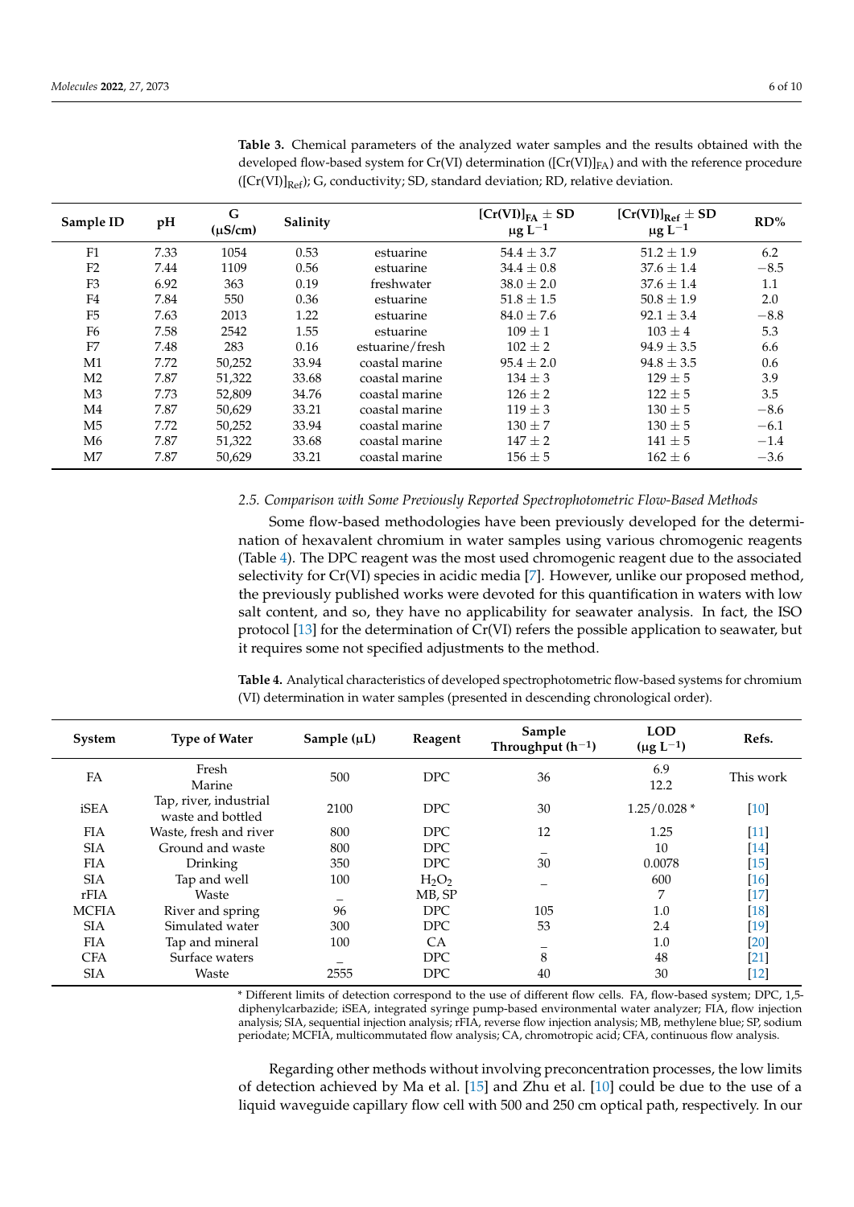**Table 3.** Chemical parameters of the analyzed water samples and the results obtained with the developed flow-based system for Cr(VI) determination ($[Cr(VI)]_{FA}$) and with the reference procedure ($[Cr(VI)]_{Ref}$); G, conductivity; SD, standard deviation; RD, relative deviation.

| Sample ID | pH | G (µS/cm) | Salinity | | $[Cr(VI)]_{FA}$ ± SD µg $L^{-1}$ | $[Cr(VI)]_{Ref}$ ± SD µg $L^{-1}$ | RD% |
|---|---|---|---|---|---|---|---|
| F1 | 7.33 | 1054 | 0.53 | estuarine | 54.4 ± 3.7 | 51.2 ± 1.9 | 6.2 |
| F2 | 7.44 | 1109 | 0.56 | estuarine | 34.4 ± 0.8 | 37.6 ± 1.4 | −8.5 |
| F3 | 6.92 | 363 | 0.19 | freshwater | 38.0 ± 2.0 | 37.6 ± 1.4 | 1.1 |
| F4 | 7.84 | 550 | 0.36 | estuarine | 51.8 ± 1.5 | 50.8 ± 1.9 | 2.0 |
| F5 | 7.63 | 2013 | 1.22 | estuarine | 84.0 ± 7.6 | 92.1 ± 3.4 | −8.8 |
| F6 | 7.58 | 2542 | 1.55 | estuarine | 109 ± 1 | 103 ± 4 | 5.3 |
| F7 | 7.48 | 283 | 0.16 | estuarine/fresh | 102 ± 2 | 94.9 ± 3.5 | 6.6 |
| M1 | 7.72 | 50,252 | 33.94 | coastal marine | 95.4 ± 2.0 | 94.8 ± 3.5 | 0.6 |
| M2 | 7.87 | 51,322 | 33.68 | coastal marine | 134 ± 3 | 129 ± 5 | 3.9 |
| M3 | 7.73 | 52,809 | 34.76 | coastal marine | 126 ± 2 | 122 ± 5 | 3.5 |
| M4 | 7.87 | 50,629 | 33.21 | coastal marine | 119 ± 3 | 130 ± 5 | −8.6 |
| M5 | 7.72 | 50,252 | 33.94 | coastal marine | 130 ± 7 | 130 ± 5 | −6.1 |
| M6 | 7.87 | 51,322 | 33.68 | coastal marine | 147 ± 2 | 141 ± 5 | −1.4 |
| M7 | 7.87 | 50,629 | 33.21 | coastal marine | 156 ± 5 | 162 ± 6 | −3.6 |

### 2.5. Comparison with Some Previously Reported Spectrophotometric Flow-Based Methods

Some flow-based methodologies have been previously developed for the determination of hexavalent chromium in water samples using various chromogenic reagents (Table 4). The DPC reagent was the most used chromogenic reagent due to the associated selectivity for Cr(VI) species in acidic media [7]. However, unlike our proposed method, the previously published works were devoted for this quantification in waters with low salt content, and so, they have no applicability for seawater analysis. In fact, the ISO protocol [13] for the determination of Cr(VI) refers the possible application to seawater, but it requires some not specified adjustments to the method.

**Table 4.** Analytical characteristics of developed spectrophotometric flow-based systems for chromium (VI) determination in water samples (presented in descending chronological order).

| System | Type of Water | Sample (µL) | Reagent | Sample Throughput ($h^{-1}$) | LOD (µg $L^{-1}$) | Refs. |
|---|---|---|---|---|---|---|
| FA | Fresh<br>Marine | 500 | DPC | 36 | 6.9<br>12.2 | This work |
| iSEA | Tap, river, industrial waste and bottled | 2100 | DPC | 30 | 1.25/0.028 * | [10] |
| FIA | Waste, fresh and river | 800 | DPC | 12 | 1.25 | [11] |
| SIA | Ground and waste | 800 | DPC | – | 10 | [14] |
| FIA | Drinking | 350 | DPC | 30 | 0.0078 | [15] |
| SIA | Tap and well | 100 | $H_2O_2$ | – | 600 | [16] |
| rFIA | Waste | – | MB, SP | | 7 | [17] |
| MCFIA | River and spring | 96 | DPC | 105 | 1.0 | [18] |
| SIA | Simulated water | 300 | DPC | 53 | 2.4 | [19] |
| FIA | Tap and mineral | 100 | CA | – | 1.0 | [20] |
| CFA | Surface waters | – | DPC | 8 | 48 | [21] |
| SIA | Waste | 2555 | DPC | 40 | 30 | [12] |

\* Different limits of detection correspond to the use of different flow cells. FA, flow-based system; DPC, 1,5-diphenylcarbazide; iSEA, integrated syringe pump-based environmental water analyzer; FIA, flow injection analysis; SIA, sequential injection analysis; rFIA, reverse flow injection analysis; MB, methylene blue; SP, sodium periodate; MCFIA, multicommutated flow analysis; CA, chromotropic acid; CFA, continuous flow analysis.

Regarding other methods without involving preconcentration processes, the low limits of detection achieved by Ma et al. [15] and Zhu et al. [10] could be due to the use of a liquid waveguide capillary flow cell with 500 and 250 cm optical path, respectively. In our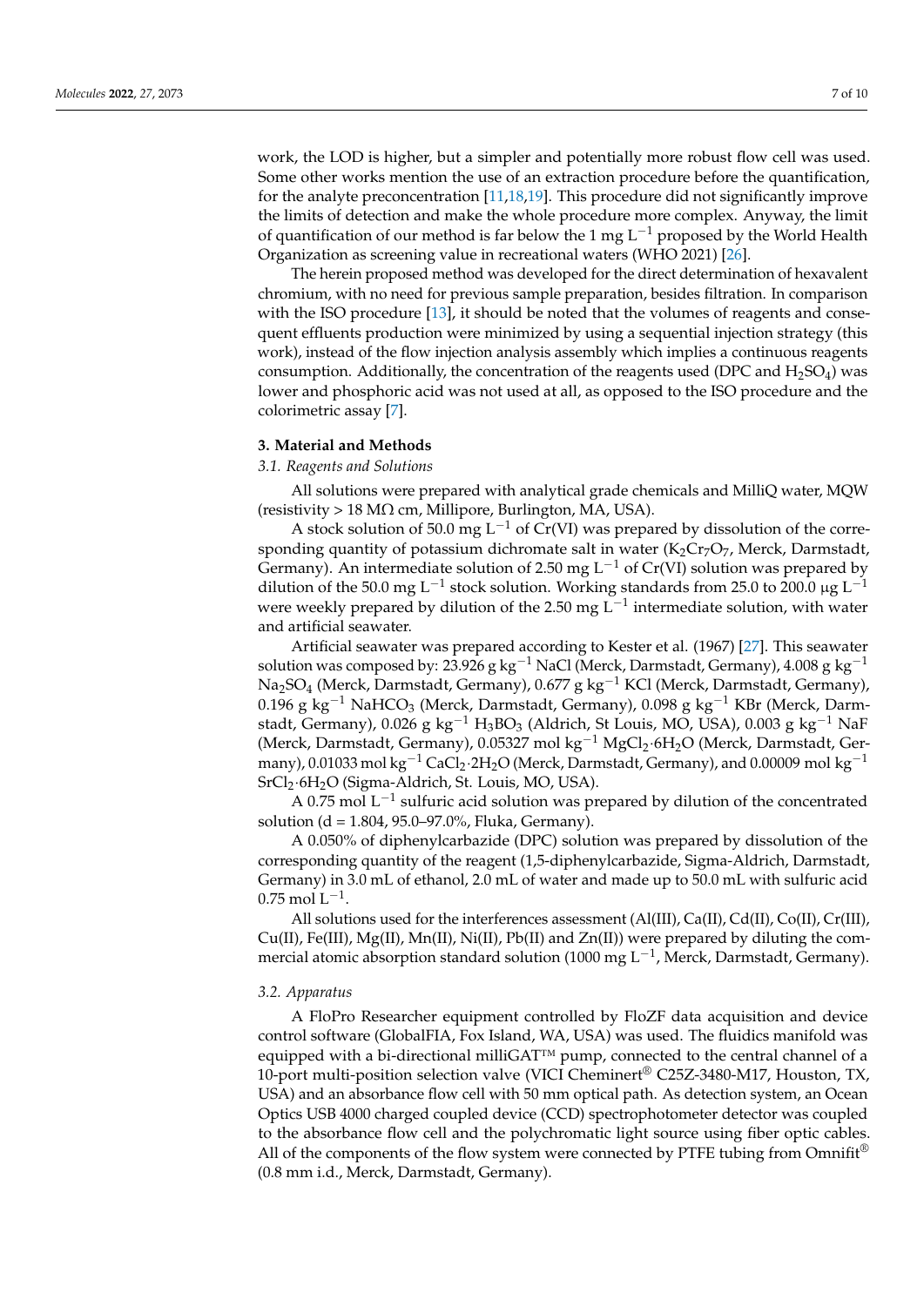work, the LOD is higher, but a simpler and potentially more robust flow cell was used. Some other works mention the use of an extraction procedure before the quantification, for the analyte preconcentration [11,18,19]. This procedure did not significantly improve the limits of detection and make the whole procedure more complex. Anyway, the limit of quantification of our method is far below the 1 mg $L^{-1}$ proposed by the World Health Organization as screening value in recreational waters (WHO 2021) [26].

The herein proposed method was developed for the direct determination of hexavalent chromium, with no need for previous sample preparation, besides filtration. In comparison with the ISO procedure [13], it should be noted that the volumes of reagents and consequent effluents production were minimized by using a sequential injection strategy (this work), instead of the flow injection analysis assembly which implies a continuous reagents consumption. Additionally, the concentration of the reagents used (DPC and $H_2SO_4$) was lower and phosphoric acid was not used at all, as opposed to the ISO procedure and the colorimetric assay [7].

## 3. Material and Methods

### *3.1. Reagents and Solutions*

All solutions were prepared with analytical grade chemicals and MilliQ water, MQW (resistivity > 18 MΩ cm, Millipore, Burlington, MA, USA).

A stock solution of 50.0 mg $L^{-1}$ of Cr(VI) was prepared by dissolution of the corresponding quantity of potassium dichromate salt in water ($K_2Cr_7O_7$, Merck, Darmstadt, Germany). An intermediate solution of 2.50 mg $L^{-1}$ of Cr(VI) solution was prepared by dilution of the 50.0 mg $L^{-1}$ stock solution. Working standards from 25.0 to 200.0 µg $L^{-1}$ were weekly prepared by dilution of the 2.50 mg $L^{-1}$ intermediate solution, with water and artificial seawater.

Artificial seawater was prepared according to Kester et al. (1967) [27]. This seawater solution was composed by: 23.926 g $kg^{-1}$ NaCl (Merck, Darmstadt, Germany), 4.008 g $kg^{-1}$ $Na_2SO_4$ (Merck, Darmstadt, Germany), 0.677 g $kg^{-1}$ KCl (Merck, Darmstadt, Germany), 0.196 g $kg^{-1}$ $NaHCO_3$ (Merck, Darmstadt, Germany), 0.098 g $kg^{-1}$ KBr (Merck, Darmstadt, Germany), 0.026 g $kg^{-1}$ $H_3BO_3$ (Aldrich, St Louis, MO, USA), 0.003 g $kg^{-1}$ NaF (Merck, Darmstadt, Germany), 0.05327 mol $kg^{-1}$ $MgCl_2{\cdot}6H_2O$ (Merck, Darmstadt, Germany), 0.01033 mol $kg^{-1}$ $CaCl_2{\cdot}2H_2O$ (Merck, Darmstadt, Germany), and 0.00009 mol $kg^{-1}$ $SrCl_2{\cdot}6H_2O$ (Sigma-Aldrich, St. Louis, MO, USA).

A 0.75 mol $L^{-1}$ sulfuric acid solution was prepared by dilution of the concentrated solution (d = 1.804, 95.0–97.0%, Fluka, Germany).

A 0.050% of diphenylcarbazide (DPC) solution was prepared by dissolution of the corresponding quantity of the reagent (1,5-diphenylcarbazide, Sigma-Aldrich, Darmstadt, Germany) in 3.0 mL of ethanol, 2.0 mL of water and made up to 50.0 mL with sulfuric acid 0.75 mol $L^{-1}$.

All solutions used for the interferences assessment (Al(III), Ca(II), Cd(II), Co(II), Cr(III), Cu(II), Fe(III), Mg(II), Mn(II), Ni(II), Pb(II) and Zn(II)) were prepared by diluting the commercial atomic absorption standard solution (1000 mg $L^{-1}$, Merck, Darmstadt, Germany).

### *3.2. Apparatus*

A FloPro Researcher equipment controlled by FloZF data acquisition and device control software (GlobalFIA, Fox Island, WA, USA) was used. The fluidics manifold was equipped with a bi-directional milliGAT™ pump, connected to the central channel of a 10-port multi-position selection valve (VICI Cheminert® C25Z-3480-M17, Houston, TX, USA) and an absorbance flow cell with 50 mm optical path. As detection system, an Ocean Optics USB 4000 charged coupled device (CCD) spectrophotometer detector was coupled to the absorbance flow cell and the polychromatic light source using fiber optic cables. All of the components of the flow system were connected by PTFE tubing from Omnifit® (0.8 mm i.d., Merck, Darmstadt, Germany).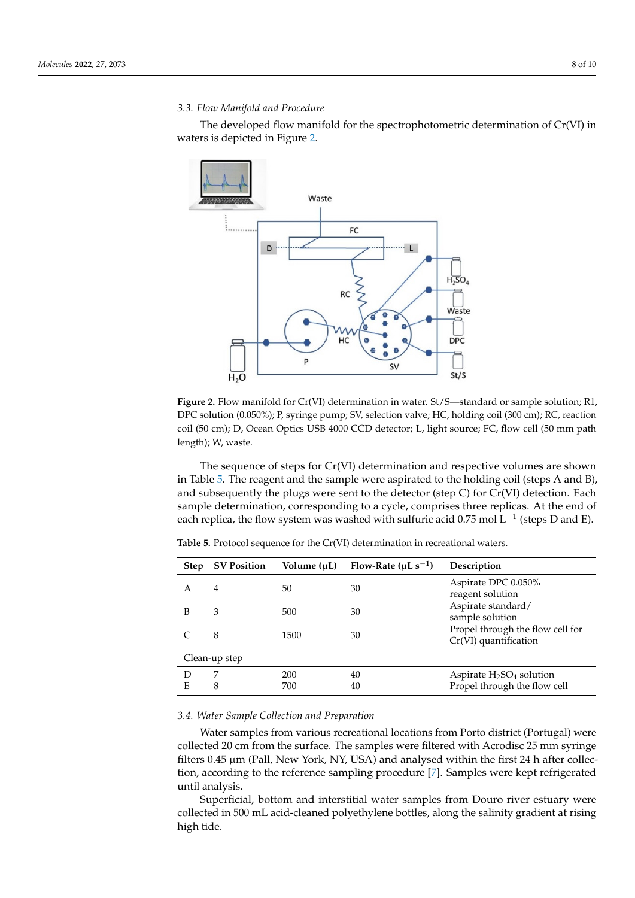### 3.3. Flow Manifold and Procedure

The developed flow manifold for the spectrophotometric determination of Cr(VI) in waters is depicted in Figure 2.

**Figure 2.** Flow manifold for Cr(VI) determination in water. St/S—standard or sample solution; R1, DPC solution (0.050%); P, syringe pump; SV, selection valve; HC, holding coil (300 cm); RC, reaction coil (50 cm); D, Ocean Optics USB 4000 CCD detector; L, light source; FC, flow cell (50 mm path length); W, waste.

The sequence of steps for Cr(VI) determination and respective volumes are shown in Table 5. The reagent and the sample were aspirated to the holding coil (steps A and B), and subsequently the plugs were sent to the detector (step C) for Cr(VI) detection. Each sample determination, corresponding to a cycle, comprises three replicas. At the end of each replica, the flow system was washed with sulfuric acid 0.75 mol $L^{-1}$ (steps D and E).

**Table 5.** Protocol sequence for the Cr(VI) determination in recreational waters.

| Step | SV Position | Volume (µL) | Flow-Rate (µL $s^{-1}$) | Description |
|---|---|---|---|---|
| A | 4 | 50 | 30 | Aspirate DPC 0.050% reagent solution |
| B | 3 | 500 | 30 | Aspirate standard/ sample solution |
| C | 8 | 1500 | 30 | Propel through the flow cell for Cr(VI) quantification |
| Clean-up step | | | | |
| D | 7 | 200 | 40 | Aspirate $H_2SO_4$ solution |
| E | 8 | 700 | 40 | Propel through the flow cell |

### 3.4. Water Sample Collection and Preparation

Water samples from various recreational locations from Porto district (Portugal) were collected 20 cm from the surface. The samples were filtered with Acrodisc 25 mm syringe filters 0.45 µm (Pall, New York, NY, USA) and analysed within the first 24 h after collection, according to the reference sampling procedure [7]. Samples were kept refrigerated until analysis.

Superficial, bottom and interstitial water samples from Douro river estuary were collected in 500 mL acid-cleaned polyethylene bottles, along the salinity gradient at rising high tide.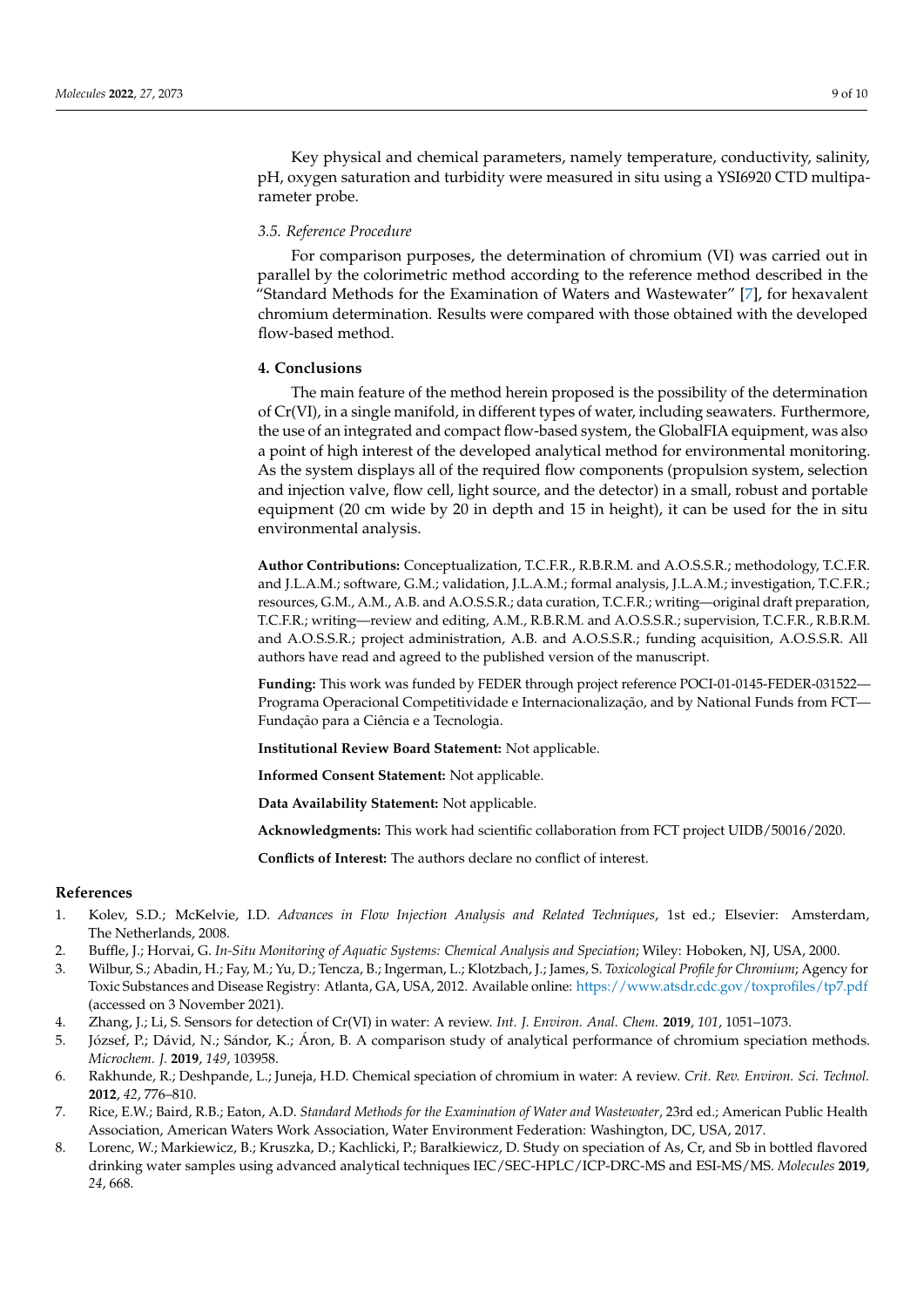Key physical and chemical parameters, namely temperature, conductivity, salinity, pH, oxygen saturation and turbidity were measured in situ using a YSI6920 CTD multiparameter probe.

### 3.5. Reference Procedure

For comparison purposes, the determination of chromium (VI) was carried out in parallel by the colorimetric method according to the reference method described in the "Standard Methods for the Examination of Waters and Wastewater" [7], for hexavalent chromium determination. Results were compared with those obtained with the developed flow-based method.

## 4. Conclusions

The main feature of the method herein proposed is the possibility of the determination of Cr(VI), in a single manifold, in different types of water, including seawaters. Furthermore, the use of an integrated and compact flow-based system, the GlobalFIA equipment, was also a point of high interest of the developed analytical method for environmental monitoring. As the system displays all of the required flow components (propulsion system, selection and injection valve, flow cell, light source, and the detector) in a small, robust and portable equipment (20 cm wide by 20 in depth and 15 in height), it can be used for the in situ environmental analysis.

**Author Contributions:** Conceptualization, T.C.F.R., R.B.R.M. and A.O.S.S.R.; methodology, T.C.F.R. and J.L.A.M.; software, G.M.; validation, J.L.A.M.; formal analysis, J.L.A.M.; investigation, T.C.F.R.; resources, G.M., A.M., A.B. and A.O.S.S.R.; data curation, T.C.F.R.; writing—original draft preparation, T.C.F.R.; writing—review and editing, A.M., R.B.R.M. and A.O.S.S.R.; supervision, T.C.F.R., R.B.R.M. and A.O.S.S.R.; project administration, A.B. and A.O.S.S.R.; funding acquisition, A.O.S.S.R. All authors have read and agreed to the published version of the manuscript.

**Funding:** This work was funded by FEDER through project reference POCI-01-0145-FEDER-031522—Programa Operacional Competitividade e Internacionalização, and by National Funds from FCT—Fundação para a Ciência e a Tecnologia.

**Institutional Review Board Statement:** Not applicable.

**Informed Consent Statement:** Not applicable.

**Data Availability Statement:** Not applicable.

**Acknowledgments:** This work had scientific collaboration from FCT project UIDB/50016/2020.

**Conflicts of Interest:** The authors declare no conflict of interest.

## References

1. Kolev, S.D.; McKelvie, I.D. *Advances in Flow Injection Analysis and Related Techniques*, 1st ed.; Elsevier: Amsterdam, The Netherlands, 2008.
2. Buffle, J.; Horvai, G. *In-Situ Monitoring of Aquatic Systems: Chemical Analysis and Speciation*; Wiley: Hoboken, NJ, USA, 2000.
3. Wilbur, S.; Abadin, H.; Fay, M.; Yu, D.; Tencza, B.; Ingerman, L.; Klotzbach, J.; James, S. *Toxicological Profile for Chromium*; Agency for Toxic Substances and Disease Registry: Atlanta, GA, USA, 2012. Available online: https://www.atsdr.cdc.gov/toxprofiles/tp7.pdf (accessed on 3 November 2021).
4. Zhang, J.; Li, S. Sensors for detection of Cr(VI) in water: A review. *Int. J. Environ. Anal. Chem.* **2019**, *101*, 1051–1073.
5. József, P.; Dávid, N.; Sándor, K.; Áron, B. A comparison study of analytical performance of chromium speciation methods. *Microchem. J.* **2019**, *149*, 103958.
6. Rakhunde, R.; Deshpande, L.; Juneja, H.D. Chemical speciation of chromium in water: A review. *Crit. Rev. Environ. Sci. Technol.* **2012**, *42*, 776–810.
7. Rice, E.W.; Baird, R.B.; Eaton, A.D. *Standard Methods for the Examination of Water and Wastewater*, 23rd ed.; American Public Health Association, American Waters Work Association, Water Environment Federation: Washington, DC, USA, 2017.
8. Lorenc, W.; Markiewicz, B.; Kruszka, D.; Kachlicki, P.; Barałkiewicz, D. Study on speciation of As, Cr, and Sb in bottled flavored drinking water samples using advanced analytical techniques IEC/SEC-HPLC/ICP-DRC-MS and ESI-MS/MS. *Molecules* **2019**, *24*, 668.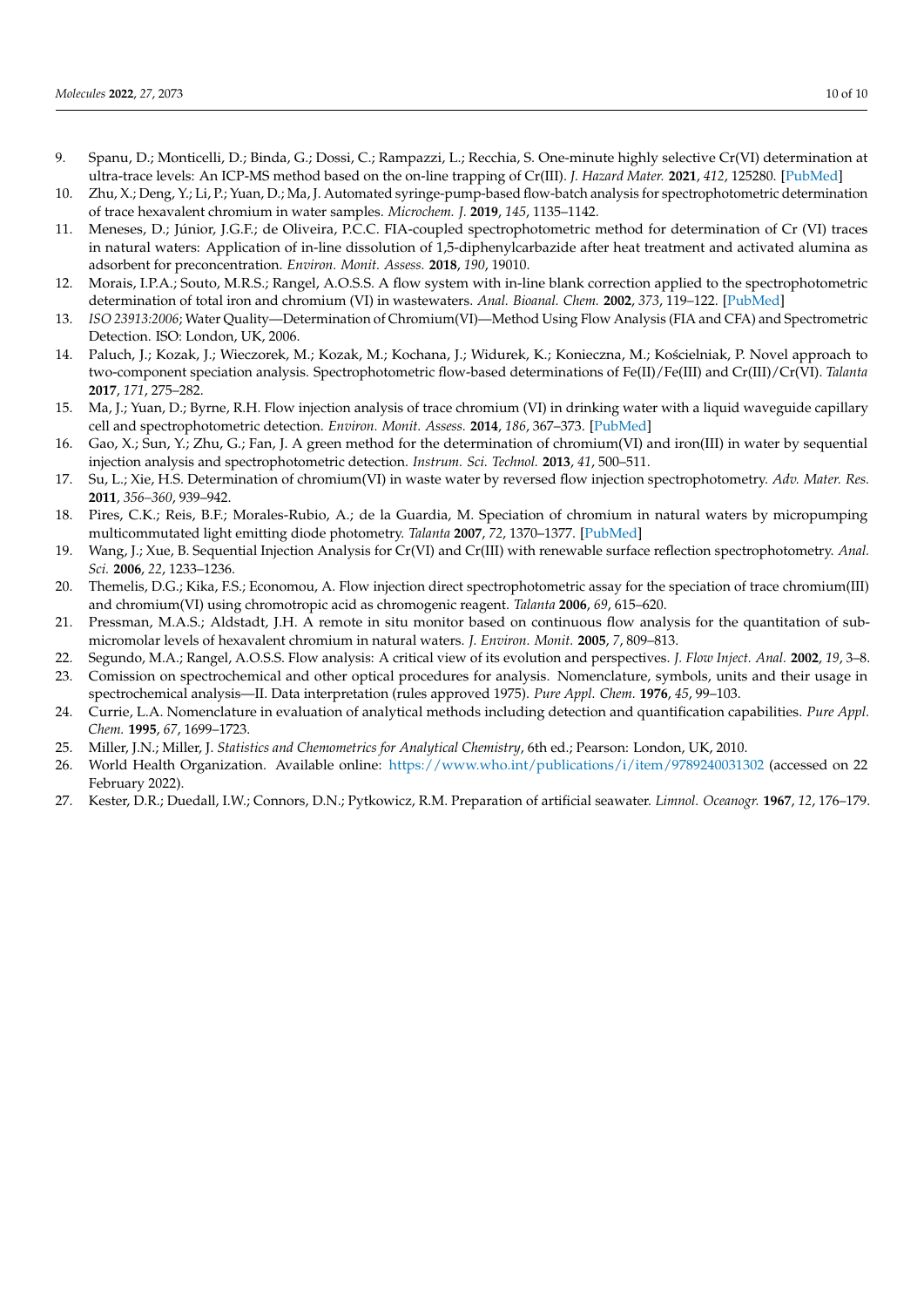9. Spanu, D.; Monticelli, D.; Binda, G.; Dossi, C.; Rampazzi, L.; Recchia, S. One-minute highly selective Cr(VI) determination at ultra-trace levels: An ICP-MS method based on the on-line trapping of Cr(III). *J. Hazard Mater.* **2021**, *412*, 125280. [PubMed]
10. Zhu, X.; Deng, Y.; Li, P.; Yuan, D.; Ma, J. Automated syringe-pump-based flow-batch analysis for spectrophotometric determination of trace hexavalent chromium in water samples. *Microchem. J.* **2019**, *145*, 1135–1142.
11. Meneses, D.; Júnior, J.G.F.; de Oliveira, P.C.C. FIA-coupled spectrophotometric method for determination of Cr (VI) traces in natural waters: Application of in-line dissolution of 1,5-diphenylcarbazide after heat treatment and activated alumina as adsorbent for preconcentration. *Environ. Monit. Assess.* **2018**, *190*, 19010.
12. Morais, I.P.A.; Souto, M.R.S.; Rangel, A.O.S.S. A flow system with in-line blank correction applied to the spectrophotometric determination of total iron and chromium (VI) in wastewaters. *Anal. Bioanal. Chem.* **2002**, *373*, 119–122. [PubMed]
13. *ISO 23913:2006*; Water Quality—Determination of Chromium(VI)—Method Using Flow Analysis (FIA and CFA) and Spectrometric Detection. ISO: London, UK, 2006.
14. Paluch, J.; Kozak, J.; Wieczorek, M.; Kozak, M.; Kochana, J.; Widurek, K.; Konieczna, M.; Kościelniak, P. Novel approach to two-component speciation analysis. Spectrophotometric flow-based determinations of Fe(II)/Fe(III) and Cr(III)/Cr(VI). *Talanta* **2017**, *171*, 275–282.
15. Ma, J.; Yuan, D.; Byrne, R.H. Flow injection analysis of trace chromium (VI) in drinking water with a liquid waveguide capillary cell and spectrophotometric detection. *Environ. Monit. Assess.* **2014**, *186*, 367–373. [PubMed]
16. Gao, X.; Sun, Y.; Zhu, G.; Fan, J. A green method for the determination of chromium(VI) and iron(III) in water by sequential injection analysis and spectrophotometric detection. *Instrum. Sci. Technol.* **2013**, *41*, 500–511.
17. Su, L.; Xie, H.S. Determination of chromium(VI) in waste water by reversed flow injection spectrophotometry. *Adv. Mater. Res.* **2011**, *356–360*, 939–942.
18. Pires, C.K.; Reis, B.F.; Morales-Rubio, A.; de la Guardia, M. Speciation of chromium in natural waters by micropumping multicommutated light emitting diode photometry. *Talanta* **2007**, *72*, 1370–1377. [PubMed]
19. Wang, J.; Xue, B. Sequential Injection Analysis for Cr(VI) and Cr(III) with renewable surface reflection spectrophotometry. *Anal. Sci.* **2006**, *22*, 1233–1236.
20. Themelis, D.G.; Kika, F.S.; Economou, A. Flow injection direct spectrophotometric assay for the speciation of trace chromium(III) and chromium(VI) using chromotropic acid as chromogenic reagent. *Talanta* **2006**, *69*, 615–620.
21. Pressman, M.A.S.; Aldstadt, J.H. A remote in situ monitor based on continuous flow analysis for the quantitation of sub-micromolar levels of hexavalent chromium in natural waters. *J. Environ. Monit.* **2005**, *7*, 809–813.
22. Segundo, M.A.; Rangel, A.O.S.S. Flow analysis: A critical view of its evolution and perspectives. *J. Flow Inject. Anal.* **2002**, *19*, 3–8.
23. Comission on spectrochemical and other optical procedures for analysis. Nomenclature, symbols, units and their usage in spectrochemical analysis—II. Data interpretation (rules approved 1975). *Pure Appl. Chem.* **1976**, *45*, 99–103.
24. Currie, L.A. Nomenclature in evaluation of analytical methods including detection and quantification capabilities. *Pure Appl. Chem.* **1995**, *67*, 1699–1723.
25. Miller, J.N.; Miller, J. *Statistics and Chemometrics for Analytical Chemistry*, 6th ed.; Pearson: London, UK, 2010.
26. World Health Organization. Available online: https://www.who.int/publications/i/item/9789240031302 (accessed on 22 February 2022).
27. Kester, D.R.; Duedall, I.W.; Connors, D.N.; Pytkowicz, R.M. Preparation of artificial seawater. *Limnol. Oceanogr.* **1967**, *12*, 176–179.